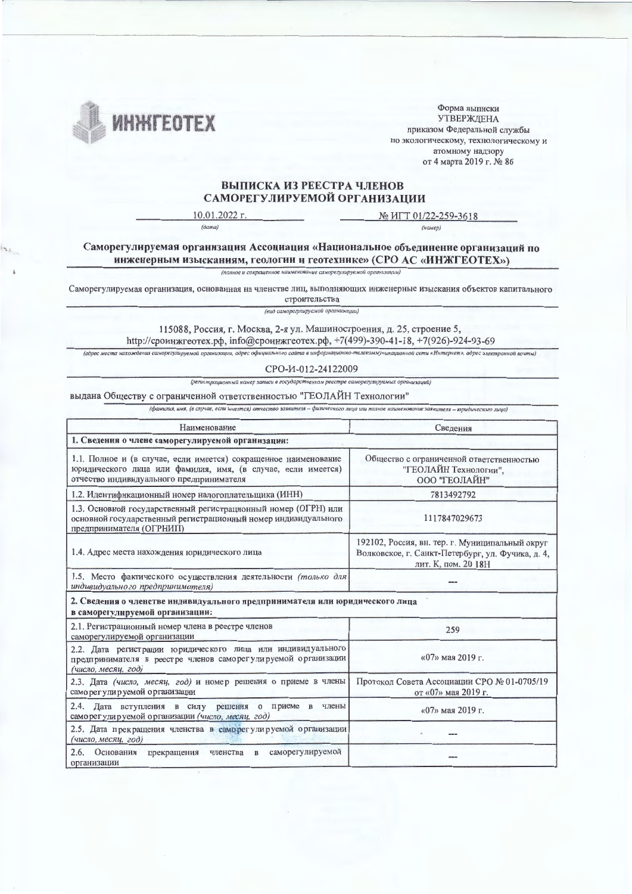ИНЖГЕОТЕХ

Форма выписки
УТВЕРЖДЕНА
приказом Федеральной службы
по экологическому, технологическому и
атомному надзору
от 4 марта 2019 г. № 86

# ВЫПИСКА ИЗ РЕЕСТРА ЧЛЕНОВ САМОРЕГУЛИРУЕМОЙ ОРГАНИЗАЦИИ

10.01.2022 г. — № ИГТ 01/22-259-3618

*(дата)* — *(номер)*

**Саморегулируемая организация Ассоциация «Национальное объединение организаций по инженерным изысканиям, геологии и геотехнике» (СРО АС «ИНЖГЕОТЕХ»)**

*(полное и сокращенное наименование саморегулируемой организации)*

Саморегулируемая организация, основанная на членстве лиц, выполняющих инженерные изыскания объектов капитального строительства

*(вид саморегулируемой организации)*

115088, Россия, г. Москва, 2-я ул. Машиностроения, д. 25, строение 5,
http://сроинжгеотех.рф, info@сроинжгеотех.рф, +7(499)-390-41-18, +7(926)-924-93-69

*(адрес места нахождения саморегулируемой организации, адрес официального сайта в информационно-телекоммуникационной сети «Интернет», адрес электронной почты)*

СРО-И-012-24122009

*(регистрационный номер записи в государственном реестре саморегулируемых организаций)*

выдана Обществу с ограниченной ответственностью "ГЕОЛАЙН Технологии"

*(фамилия, имя, (в случае, если имеется) отчество заявителя – физического лица или полное наименование заявителя – юридического лица)*

| Наименование | Сведения |
|---|---|
| **1. Сведения о члене саморегулируемой организации:** | |
| 1.1. Полное и (в случае, если имеется) сокращенное наименование юридического лица или фамилия, имя, (в случае, если имеется) отчество индивидуального предпринимателя | Общество с ограниченной ответственностью "ГЕОЛАЙН Технологии", ООО "ГЕОЛАЙН" |
| 1.2. Идентификационный номер налогоплательщика (ИНН) | 7813492792 |
| 1.3. Основной государственный регистрационный номер (ОГРН) или основной государственный регистрационный номер индивидуального предпринимателя (ОГРНИП) | 1117847029673 |
| 1.4. Адрес места нахождения юридического лица | 192102, Россия, вн. тер. г. Муниципальный округ Волковское, г. Санкт-Петербург, ул. Фучика, д. 4, лит. К, пом. 20 18Н |
| 1.5. Место фактического осуществления деятельности *(только для индивидуального предпринимателя)* | --- |
| **2. Сведения о членстве индивидуального предпринимателя или юридического лица в саморегулируемой организации:** | |
| 2.1. Регистрационный номер члена в реестре членов саморегулируемой организации | 259 |
| 2.2. Дата регистрации юридического лица или индивидуального предпринимателя в реестре членов саморегулируемой организации *(число, месяц, год)* | «07» мая 2019 г. |
| 2.3. Дата *(число, месяц, год)* и номер решения о приеме в члены саморегулируемой организации | Протокол Совета Ассоциации СРО № 01-0705/19 от «07» мая 2019 г. |
| 2.4. Дата вступления в силу решения о приеме в члены саморегулируемой организации *(число, месяц, год)* | «07» мая 2019 г. |
| 2.5. Дата прекращения членства в саморегулируемой организации *(число, месяц, год)* | --- |
| 2.6. Основания прекращения членства в саморегулируемой организации | --- |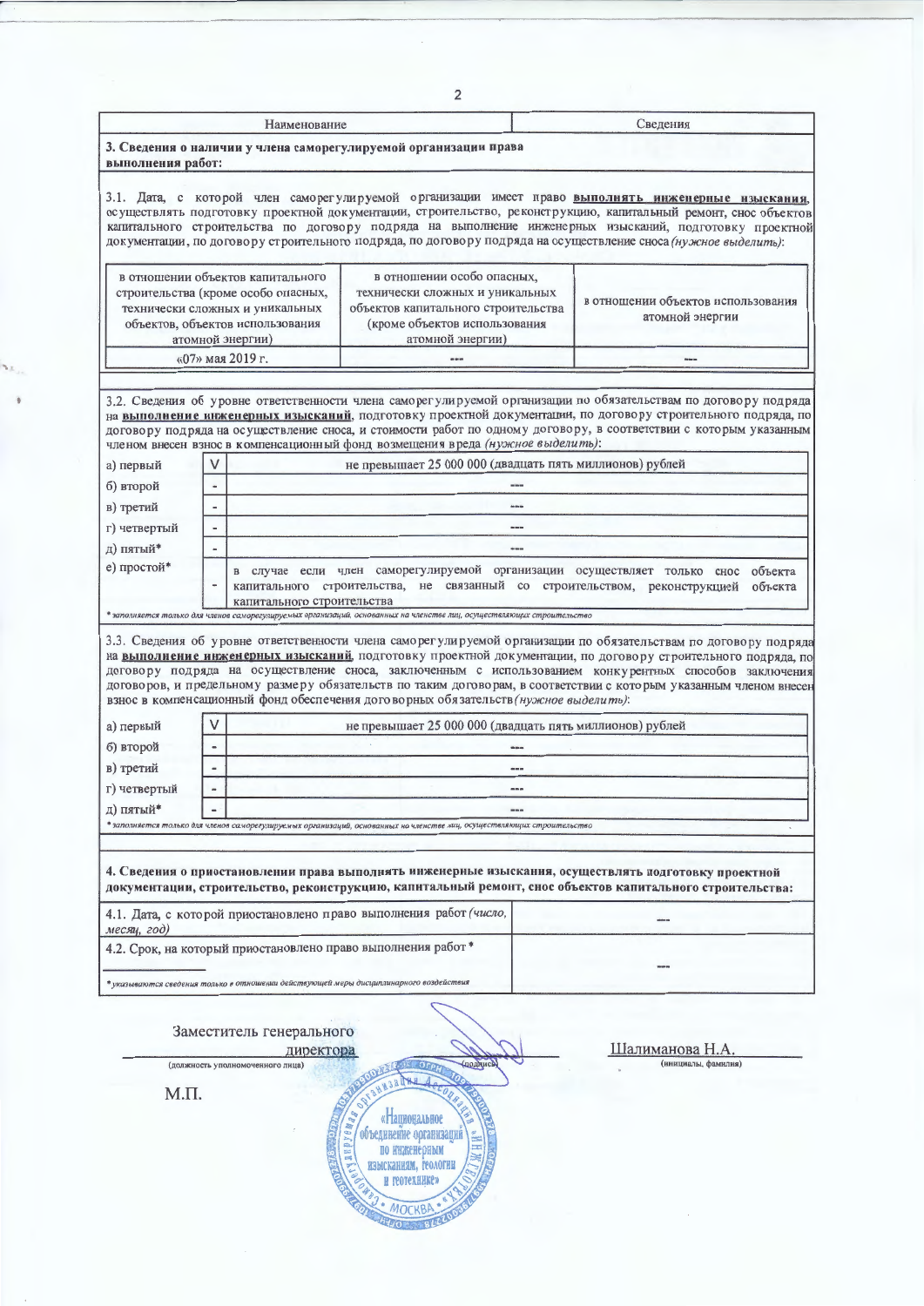| Наименование | Сведения |
|---|---|
| **3. Сведения о наличии у члена саморегулируемой организации права выполнения работ:** | |

3.1. Дата, с которой член саморегулируемой организации имеет право **выполнять инженерные изыскания**, осуществлять подготовку проектной документации, строительство, реконструкцию, капитальный ремонт, снос объектов капитального строительства по договору подряда на выполнение инженерных изысканий, подготовку проектной документации, по договору строительного подряда, по договору подряда на осуществление сноса *(нужное выделить)*:

| в отношении объектов капитального строительства (кроме особо опасных, технически сложных и уникальных объектов, объектов использования атомной энергии) | в отношении особо опасных, технически сложных и уникальных объектов капитального строительства (кроме объектов использования атомной энергии) | в отношении объектов использования атомной энергии |
|---|---|---|
| «07» мая 2019 г. | --- | --- |

3.2. Сведения об уровне ответственности члена саморегулируемой организации по обязательствам по договору подряда на **выполнение инженерных изысканий**, подготовку проектной документации, по договору строительного подряда, по договору подряда на осуществление сноса, и стоимости работ по одному договору, в соответствии с которым указанным членом внесен взнос в компенсационный фонд возмещения вреда *(нужное выделить)*:

| | | |
|---|---|---|
| а) первый | V | не превышает 25 000 000 (двадцать пять миллионов) рублей |
| б) второй | - | --- |
| в) третий | - | --- |
| г) четвертый | - | --- |
| д) пятый* | - | --- |
| е) простой* | - | в случае если член саморегулируемой организации осуществляет только снос объекта капитального строительства, не связанный со строительством, реконструкцией объекта капитального строительства |

*\* заполняется только для членов саморегулируемых организаций, основанных на членстве лиц, осуществляющих строительство*

3.3. Сведения об уровне ответственности члена саморегулируемой организации по обязательствам по договору подряда на **выполнение инженерных изысканий**, подготовку проектной документации, по договору строительного подряда, по договору подряда на осуществление сноса, заключенным с использованием конкурентных способов заключения договоров, и предельному размеру обязательств по таким договорам, в соответствии с которым указанным членом внесен взнос в компенсационный фонд обеспечения договорных обязательств *(нужное выделить)*:

| | | |
|---|---|---|
| а) первый | V | не превышает 25 000 000 (двадцать пять миллионов) рублей |
| б) второй | - | --- |
| в) третий | - | --- |
| г) четвертый | - | --- |
| д) пятый* | - | --- |

*\* заполняется только для членов саморегулируемых организаций, основанных на членстве лиц, осуществляющих строительство*

**4. Сведения о приостановлении права выполнять инженерные изыскания, осуществлять подготовку проектной документации, строительство, реконструкцию, капитальный ремонт, снос объектов капитального строительства:**

| | |
|---|---|
| 4.1. Дата, с которой приостановлено право выполнения работ *(число, месяц, год)* | --- |
| 4.2. Срок, на который приостановлено право выполнения работ * | --- |

*\* указываются сведения только в отношении действующей меры дисциплинарного воздействия*

Заместитель генерального директора
(должность уполномоченного лица)

(подпись)

Шалиманова Н.А.
(инициалы, фамилия)

М.П.

Саморегулируемая организация Ассоциация «Национальное объединение организаций по инженерным изысканиям, геологии и геотехнике» «ИНЖГЕОТЕХ» МОСКВА